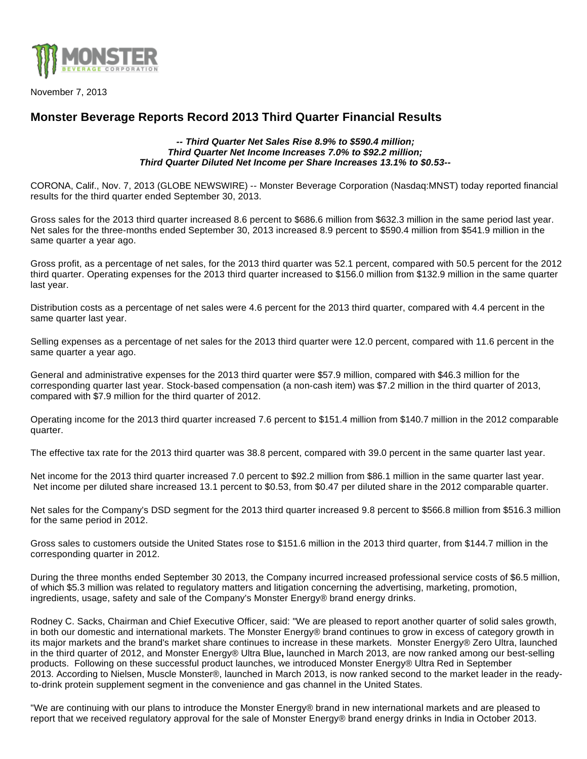MONSTER BEVERAGE CORPORATION

November 7, 2013

# Monster Beverage Reports Record 2013 Third Quarter Financial Results

***-- Third Quarter Net Sales Rise 8.9% to $590.4 million; Third Quarter Net Income Increases 7.0% to $92.2 million; Third Quarter Diluted Net Income per Share Increases 13.1% to $0.53--***

CORONA, Calif., Nov. 7, 2013 (GLOBE NEWSWIRE) -- Monster Beverage Corporation (Nasdaq:MNST) today reported financial results for the third quarter ended September 30, 2013.

Gross sales for the 2013 third quarter increased 8.6 percent to $686.6 million from $632.3 million in the same period last year. Net sales for the three-months ended September 30, 2013 increased 8.9 percent to $590.4 million from $541.9 million in the same quarter a year ago.

Gross profit, as a percentage of net sales, for the 2013 third quarter was 52.1 percent, compared with 50.5 percent for the 2012 third quarter. Operating expenses for the 2013 third quarter increased to $156.0 million from $132.9 million in the same quarter last year.

Distribution costs as a percentage of net sales were 4.6 percent for the 2013 third quarter, compared with 4.4 percent in the same quarter last year.

Selling expenses as a percentage of net sales for the 2013 third quarter were 12.0 percent, compared with 11.6 percent in the same quarter a year ago.

General and administrative expenses for the 2013 third quarter were $57.9 million, compared with $46.3 million for the corresponding quarter last year. Stock-based compensation (a non-cash item) was $7.2 million in the third quarter of 2013, compared with $7.9 million for the third quarter of 2012.

Operating income for the 2013 third quarter increased 7.6 percent to $151.4 million from $140.7 million in the 2012 comparable quarter.

The effective tax rate for the 2013 third quarter was 38.8 percent, compared with 39.0 percent in the same quarter last year.

Net income for the 2013 third quarter increased 7.0 percent to $92.2 million from $86.1 million in the same quarter last year. Net income per diluted share increased 13.1 percent to $0.53, from $0.47 per diluted share in the 2012 comparable quarter.

Net sales for the Company's DSD segment for the 2013 third quarter increased 9.8 percent to $566.8 million from $516.3 million for the same period in 2012.

Gross sales to customers outside the United States rose to $151.6 million in the 2013 third quarter, from $144.7 million in the corresponding quarter in 2012.

During the three months ended September 30 2013, the Company incurred increased professional service costs of $6.5 million, of which $5.3 million was related to regulatory matters and litigation concerning the advertising, marketing, promotion, ingredients, usage, safety and sale of the Company's Monster Energy® brand energy drinks.

Rodney C. Sacks, Chairman and Chief Executive Officer, said: "We are pleased to report another quarter of solid sales growth, in both our domestic and international markets. The Monster Energy® brand continues to grow in excess of category growth in its major markets and the brand's market share continues to increase in these markets. Monster Energy® Zero Ultra, launched in the third quarter of 2012, and Monster Energy® Ultra Blue**,** launched in March 2013, are now ranked among our best-selling products. Following on these successful product launches, we introduced Monster Energy® Ultra Red in September 2013. According to Nielsen, Muscle Monster®, launched in March 2013, is now ranked second to the market leader in the ready-to-drink protein supplement segment in the convenience and gas channel in the United States.

"We are continuing with our plans to introduce the Monster Energy® brand in new international markets and are pleased to report that we received regulatory approval for the sale of Monster Energy® brand energy drinks in India in October 2013.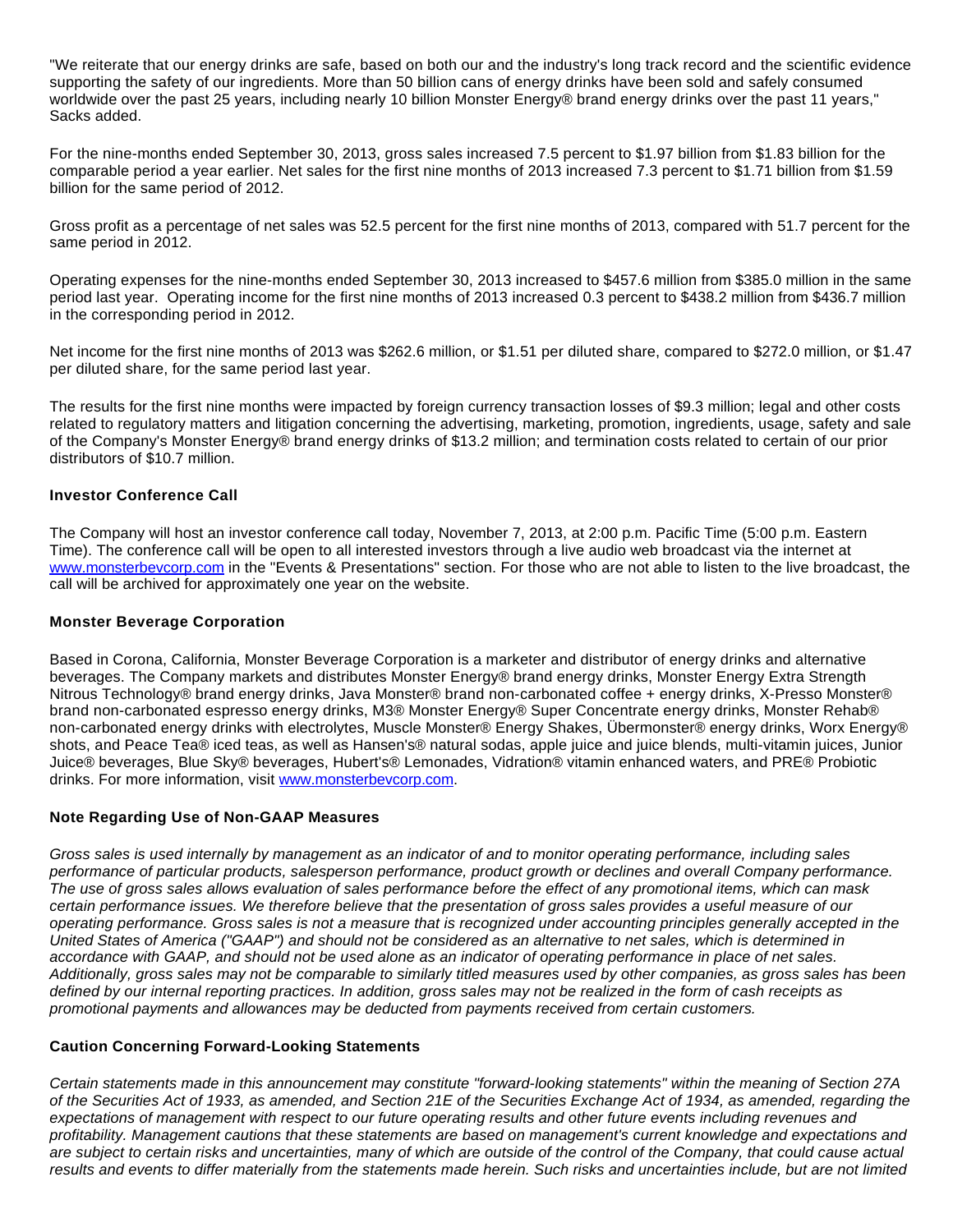"We reiterate that our energy drinks are safe, based on both our and the industry's long track record and the scientific evidence supporting the safety of our ingredients. More than 50 billion cans of energy drinks have been sold and safely consumed worldwide over the past 25 years, including nearly 10 billion Monster Energy® brand energy drinks over the past 11 years," Sacks added.

For the nine-months ended September 30, 2013, gross sales increased 7.5 percent to $1.97 billion from $1.83 billion for the comparable period a year earlier. Net sales for the first nine months of 2013 increased 7.3 percent to $1.71 billion from $1.59 billion for the same period of 2012.

Gross profit as a percentage of net sales was 52.5 percent for the first nine months of 2013, compared with 51.7 percent for the same period in 2012.

Operating expenses for the nine-months ended September 30, 2013 increased to $457.6 million from $385.0 million in the same period last year. Operating income for the first nine months of 2013 increased 0.3 percent to $438.2 million from $436.7 million in the corresponding period in 2012.

Net income for the first nine months of 2013 was $262.6 million, or $1.51 per diluted share, compared to $272.0 million, or $1.47 per diluted share, for the same period last year.

The results for the first nine months were impacted by foreign currency transaction losses of $9.3 million; legal and other costs related to regulatory matters and litigation concerning the advertising, marketing, promotion, ingredients, usage, safety and sale of the Company's Monster Energy® brand energy drinks of $13.2 million; and termination costs related to certain of our prior distributors of $10.7 million.

**Investor Conference Call**

The Company will host an investor conference call today, November 7, 2013, at 2:00 p.m. Pacific Time (5:00 p.m. Eastern Time). The conference call will be open to all interested investors through a live audio web broadcast via the internet at www.monsterbevcorp.com in the "Events & Presentations" section. For those who are not able to listen to the live broadcast, the call will be archived for approximately one year on the website.

**Monster Beverage Corporation**

Based in Corona, California, Monster Beverage Corporation is a marketer and distributor of energy drinks and alternative beverages. The Company markets and distributes Monster Energy® brand energy drinks, Monster Energy Extra Strength Nitrous Technology® brand energy drinks, Java Monster® brand non-carbonated coffee + energy drinks, X-Presso Monster® brand non-carbonated espresso energy drinks, M3® Monster Energy® Super Concentrate energy drinks, Monster Rehab® non-carbonated energy drinks with electrolytes, Muscle Monster® Energy Shakes, Übermonster® energy drinks, Worx Energy® shots, and Peace Tea® iced teas, as well as Hansen's® natural sodas, apple juice and juice blends, multi-vitamin juices, Junior Juice® beverages, Blue Sky® beverages, Hubert's® Lemonades, Vidration® vitamin enhanced waters, and PRE® Probiotic drinks. For more information, visit www.monsterbevcorp.com.

**Note Regarding Use of Non-GAAP Measures**

*Gross sales is used internally by management as an indicator of and to monitor operating performance, including sales performance of particular products, salesperson performance, product growth or declines and overall Company performance. The use of gross sales allows evaluation of sales performance before the effect of any promotional items, which can mask certain performance issues. We therefore believe that the presentation of gross sales provides a useful measure of our operating performance. Gross sales is not a measure that is recognized under accounting principles generally accepted in the United States of America ("GAAP") and should not be considered as an alternative to net sales, which is determined in accordance with GAAP, and should not be used alone as an indicator of operating performance in place of net sales. Additionally, gross sales may not be comparable to similarly titled measures used by other companies, as gross sales has been defined by our internal reporting practices. In addition, gross sales may not be realized in the form of cash receipts as promotional payments and allowances may be deducted from payments received from certain customers.*

**Caution Concerning Forward-Looking Statements**

*Certain statements made in this announcement may constitute "forward-looking statements" within the meaning of Section 27A of the Securities Act of 1933, as amended, and Section 21E of the Securities Exchange Act of 1934, as amended, regarding the expectations of management with respect to our future operating results and other future events including revenues and profitability. Management cautions that these statements are based on management's current knowledge and expectations and are subject to certain risks and uncertainties, many of which are outside of the control of the Company, that could cause actual results and events to differ materially from the statements made herein. Such risks and uncertainties include, but are not limited*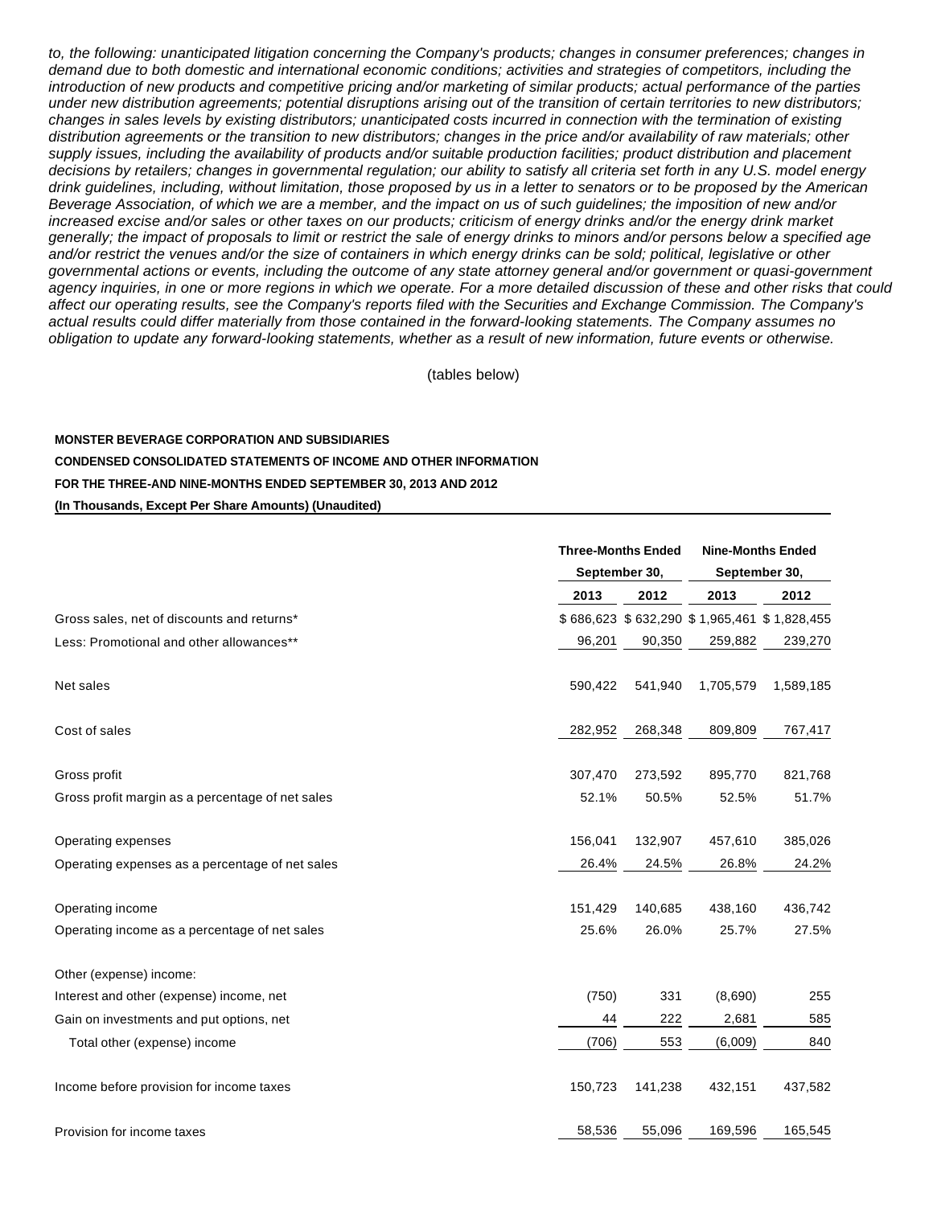*to, the following: unanticipated litigation concerning the Company's products; changes in consumer preferences; changes in demand due to both domestic and international economic conditions; activities and strategies of competitors, including the introduction of new products and competitive pricing and/or marketing of similar products; actual performance of the parties under new distribution agreements; potential disruptions arising out of the transition of certain territories to new distributors; changes in sales levels by existing distributors; unanticipated costs incurred in connection with the termination of existing distribution agreements or the transition to new distributors; changes in the price and/or availability of raw materials; other supply issues, including the availability of products and/or suitable production facilities; product distribution and placement decisions by retailers; changes in governmental regulation; our ability to satisfy all criteria set forth in any U.S. model energy drink guidelines, including, without limitation, those proposed by us in a letter to senators or to be proposed by the American Beverage Association, of which we are a member, and the impact on us of such guidelines; the imposition of new and/or increased excise and/or sales or other taxes on our products; criticism of energy drinks and/or the energy drink market generally; the impact of proposals to limit or restrict the sale of energy drinks to minors and/or persons below a specified age and/or restrict the venues and/or the size of containers in which energy drinks can be sold; political, legislative or other governmental actions or events, including the outcome of any state attorney general and/or government or quasi-government agency inquiries, in one or more regions in which we operate. For a more detailed discussion of these and other risks that could affect our operating results, see the Company's reports filed with the Securities and Exchange Commission. The Company's actual results could differ materially from those contained in the forward-looking statements. The Company assumes no obligation to update any forward-looking statements, whether as a result of new information, future events or otherwise.*

(tables below)

**MONSTER BEVERAGE CORPORATION AND SUBSIDIARIES**

**CONDENSED CONSOLIDATED STATEMENTS OF INCOME AND OTHER INFORMATION**

**FOR THE THREE-AND NINE-MONTHS ENDED SEPTEMBER 30, 2013 AND 2012**

**(In Thousands, Except Per Share Amounts) (Unaudited)**

| | Three-Months Ended September 30, | | Nine-Months Ended September 30, | |
|---|---|---|---|---|
| | 2013 | 2012 | 2013 | 2012 |
| Gross sales, net of discounts and returns* | $ 686,623 | $ 632,290 | $ 1,965,461 | $ 1,828,455 |
| Less: Promotional and other allowances** | 96,201 | 90,350 | 259,882 | 239,270 |
| Net sales | 590,422 | 541,940 | 1,705,579 | 1,589,185 |
| Cost of sales | 282,952 | 268,348 | 809,809 | 767,417 |
| Gross profit | 307,470 | 273,592 | 895,770 | 821,768 |
| Gross profit margin as a percentage of net sales | 52.1% | 50.5% | 52.5% | 51.7% |
| Operating expenses | 156,041 | 132,907 | 457,610 | 385,026 |
| Operating expenses as a percentage of net sales | 26.4% | 24.5% | 26.8% | 24.2% |
| Operating income | 151,429 | 140,685 | 438,160 | 436,742 |
| Operating income as a percentage of net sales | 25.6% | 26.0% | 25.7% | 27.5% |
| Other (expense) income: | | | | |
| Interest and other (expense) income, net | (750) | 331 | (8,690) | 255 |
| Gain on investments and put options, net | 44 | 222 | 2,681 | 585 |
| Total other (expense) income | (706) | 553 | (6,009) | 840 |
| Income before provision for income taxes | 150,723 | 141,238 | 432,151 | 437,582 |
| Provision for income taxes | 58,536 | 55,096 | 169,596 | 165,545 |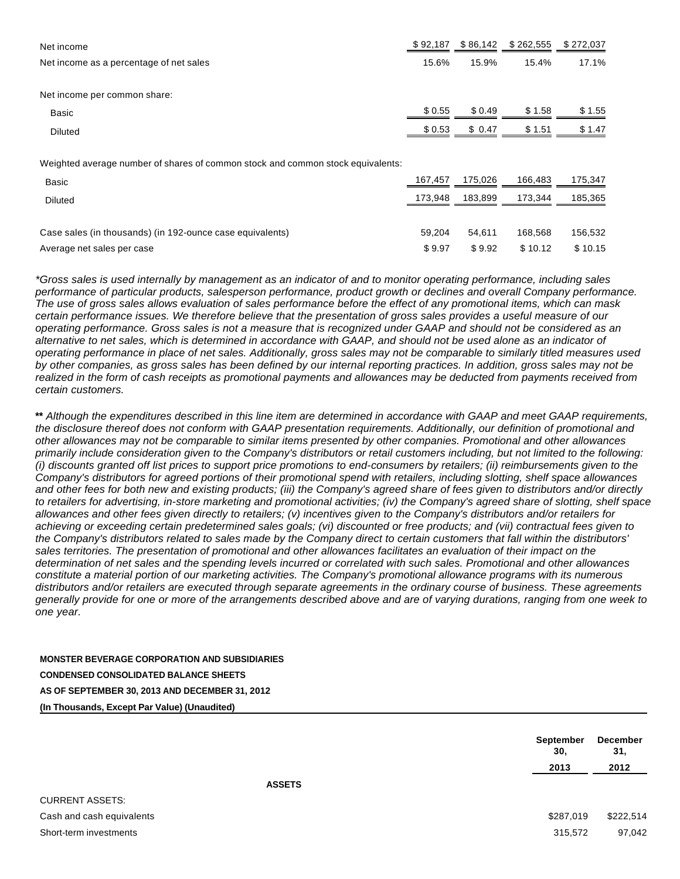| | | | | |
|---|---|---|---|---|
| Net income | $ 92,187 | $ 86,142 | $ 262,555 | $ 272,037 |
| Net income as a percentage of net sales | 15.6% | 15.9% | 15.4% | 17.1% |
| | | | | |
| Net income per common share: | | | | |
| Basic | $ 0.55 | $ 0.49 | $ 1.58 | $ 1.55 |
| Diluted | $ 0.53 | $ 0.47 | $ 1.51 | $ 1.47 |
| | | | | |
| Weighted average number of shares of common stock and common stock equivalents: | | | | |
| Basic | 167,457 | 175,026 | 166,483 | 175,347 |
| Diluted | 173,948 | 183,899 | 173,344 | 185,365 |
| | | | | |
| Case sales (in thousands) (in 192-ounce case equivalents) | 59,204 | 54,611 | 168,568 | 156,532 |
| Average net sales per case | $ 9.97 | $ 9.92 | $ 10.12 | $ 10.15 |

*\*Gross sales is used internally by management as an indicator of and to monitor operating performance, including sales performance of particular products, salesperson performance, product growth or declines and overall Company performance. The use of gross sales allows evaluation of sales performance before the effect of any promotional items, which can mask certain performance issues. We therefore believe that the presentation of gross sales provides a useful measure of our operating performance. Gross sales is not a measure that is recognized under GAAP and should not be considered as an alternative to net sales, which is determined in accordance with GAAP, and should not be used alone as an indicator of operating performance in place of net sales. Additionally, gross sales may not be comparable to similarly titled measures used by other companies, as gross sales has been defined by our internal reporting practices. In addition, gross sales may not be realized in the form of cash receipts as promotional payments and allowances may be deducted from payments received from certain customers.*

**\*\*** *Although the expenditures described in this line item are determined in accordance with GAAP and meet GAAP requirements, the disclosure thereof does not conform with GAAP presentation requirements. Additionally, our definition of promotional and other allowances may not be comparable to similar items presented by other companies. Promotional and other allowances primarily include consideration given to the Company's distributors or retail customers including, but not limited to the following: (i) discounts granted off list prices to support price promotions to end-consumers by retailers; (ii) reimbursements given to the Company's distributors for agreed portions of their promotional spend with retailers, including slotting, shelf space allowances and other fees for both new and existing products; (iii) the Company's agreed share of fees given to distributors and/or directly to retailers for advertising, in-store marketing and promotional activities; (iv) the Company's agreed share of slotting, shelf space allowances and other fees given directly to retailers; (v) incentives given to the Company's distributors and/or retailers for achieving or exceeding certain predetermined sales goals; (vi) discounted or free products; and (vii) contractual fees given to the Company's distributors related to sales made by the Company direct to certain customers that fall within the distributors' sales territories. The presentation of promotional and other allowances facilitates an evaluation of their impact on the determination of net sales and the spending levels incurred or correlated with such sales. Promotional and other allowances constitute a material portion of our marketing activities. The Company's promotional allowance programs with its numerous distributors and/or retailers are executed through separate agreements in the ordinary course of business. These agreements generally provide for one or more of the arrangements described above and are of varying durations, ranging from one week to one year.*

**MONSTER BEVERAGE CORPORATION AND SUBSIDIARIES**

**CONDENSED CONSOLIDATED BALANCE SHEETS**

**AS OF SEPTEMBER 30, 2013 AND DECEMBER 31, 2012**

**(In Thousands, Except Par Value) (Unaudited)**

| | September 30, 2013 | December 31, 2012 |
|---|---|---|
| **ASSETS** | | |
| CURRENT ASSETS: | | |
| Cash and cash equivalents | $287,019 | $222,514 |
| Short-term investments | 315,572 | 97,042 |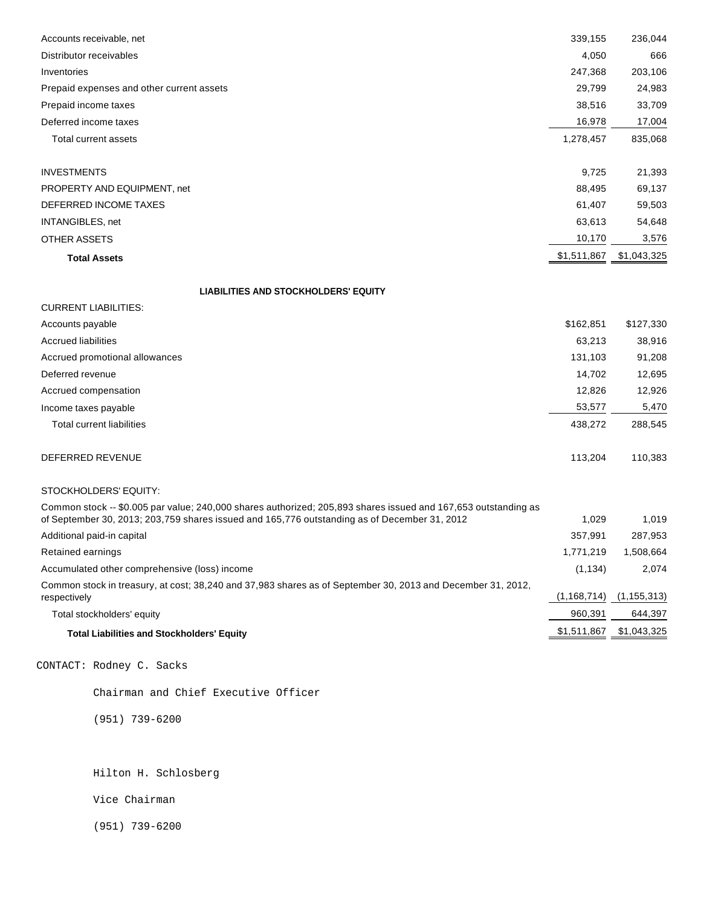| | | |
|---|---|---|
| Accounts receivable, net | 339,155 | 236,044 |
| Distributor receivables | 4,050 | 666 |
| Inventories | 247,368 | 203,106 |
| Prepaid expenses and other current assets | 29,799 | 24,983 |
| Prepaid income taxes | 38,516 | 33,709 |
| Deferred income taxes | 16,978 | 17,004 |
| Total current assets | 1,278,457 | 835,068 |
| | | |
| INVESTMENTS | 9,725 | 21,393 |
| PROPERTY AND EQUIPMENT, net | 88,495 | 69,137 |
| DEFERRED INCOME TAXES | 61,407 | 59,503 |
| INTANGIBLES, net | 63,613 | 54,648 |
| OTHER ASSETS | 10,170 | 3,576 |
| **Total Assets** | $1,511,867 | $1,043,325 |
| | | |
| **LIABILITIES AND STOCKHOLDERS' EQUITY** | | |
| CURRENT LIABILITIES: | | |
| Accounts payable | $162,851 | $127,330 |
| Accrued liabilities | 63,213 | 38,916 |
| Accrued promotional allowances | 131,103 | 91,208 |
| Deferred revenue | 14,702 | 12,695 |
| Accrued compensation | 12,826 | 12,926 |
| Income taxes payable | 53,577 | 5,470 |
| Total current liabilities | 438,272 | 288,545 |
| | | |
| DEFERRED REVENUE | 113,204 | 110,383 |
| | | |
| STOCKHOLDERS' EQUITY: | | |
| Common stock -- $0.005 par value; 240,000 shares authorized; 205,893 shares issued and 167,653 outstanding as of September 30, 2013; 203,759 shares issued and 165,776 outstanding as of December 31, 2012 | 1,029 | 1,019 |
| Additional paid-in capital | 357,991 | 287,953 |
| Retained earnings | 1,771,219 | 1,508,664 |
| Accumulated other comprehensive (loss) income | (1,134) | 2,074 |
| Common stock in treasury, at cost; 38,240 and 37,983 shares as of September 30, 2013 and December 31, 2012, respectively | (1,168,714) | (1,155,313) |
| Total stockholders' equity | 960,391 | 644,397 |
| **Total Liabilities and Stockholders' Equity** | $1,511,867 | $1,043,325 |

CONTACT: Rodney C. Sacks

Chairman and Chief Executive Officer

(951) 739-6200

Hilton H. Schlosberg

Vice Chairman

(951) 739-6200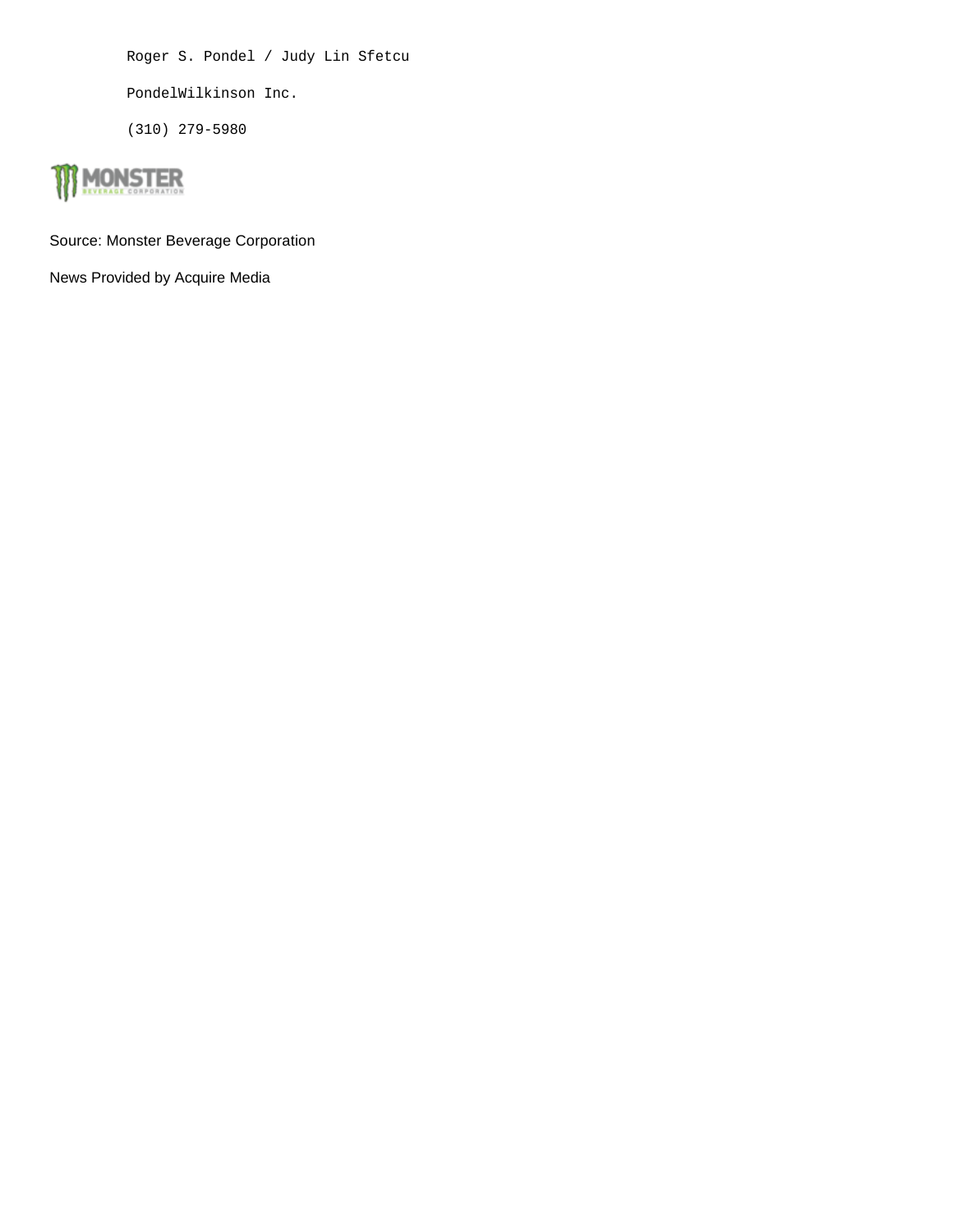Roger S. Pondel / Judy Lin Sfetcu

PondelWilkinson Inc.

(310) 279-5980

Source: Monster Beverage Corporation

News Provided by Acquire Media